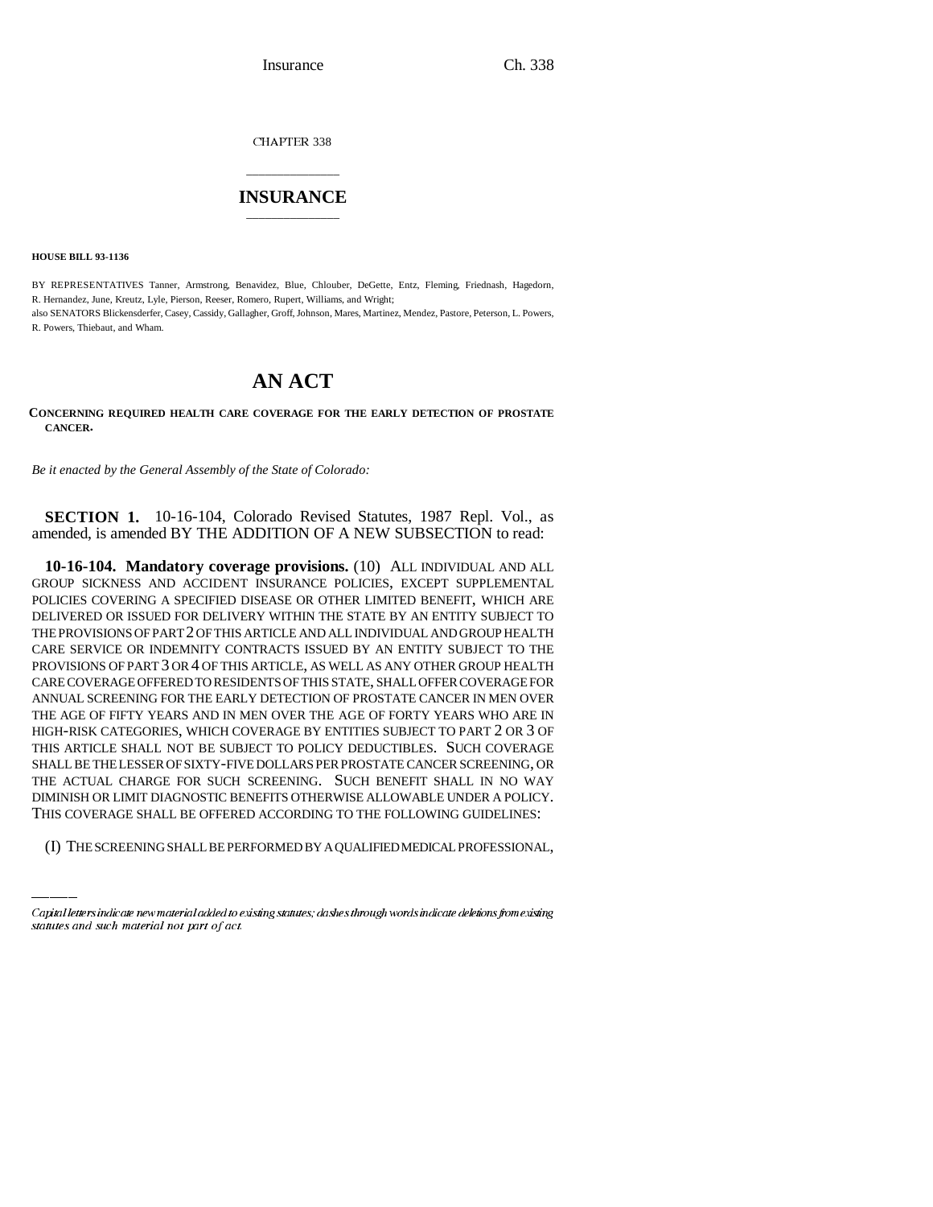CHAPTER 338

# INSURANCE

**HOUSE BILL 93-1136**

BY REPRESENTATIVES Tanner, Armstrong, Benavidez, Blue, Chlouber, DeGette, Entz, Fleming, Friednash, Hagedorn, R. Hernandez, June, Kreutz, Lyle, Pierson, Reeser, Romero, Rupert, Williams, and Wright;
also SENATORS Blickensderfer, Casey, Cassidy, Gallagher, Groff, Johnson, Mares, Martinez, Mendez, Pastore, Peterson, L. Powers, R. Powers, Thiebaut, and Wham.

# AN ACT

**CONCERNING REQUIRED HEALTH CARE COVERAGE FOR THE EARLY DETECTION OF PROSTATE CANCER.**

*Be it enacted by the General Assembly of the State of Colorado:*

**SECTION 1.** 10-16-104, Colorado Revised Statutes, 1987 Repl. Vol., as amended, is amended BY THE ADDITION OF A NEW SUBSECTION to read:

**10-16-104. Mandatory coverage provisions.** (10) ALL INDIVIDUAL AND ALL GROUP SICKNESS AND ACCIDENT INSURANCE POLICIES, EXCEPT SUPPLEMENTAL POLICIES COVERING A SPECIFIED DISEASE OR OTHER LIMITED BENEFIT, WHICH ARE DELIVERED OR ISSUED FOR DELIVERY WITHIN THE STATE BY AN ENTITY SUBJECT TO THE PROVISIONS OF PART 2 OF THIS ARTICLE AND ALL INDIVIDUAL AND GROUP HEALTH CARE SERVICE OR INDEMNITY CONTRACTS ISSUED BY AN ENTITY SUBJECT TO THE PROVISIONS OF PART 3 OR 4 OF THIS ARTICLE, AS WELL AS ANY OTHER GROUP HEALTH CARE COVERAGE OFFERED TO RESIDENTS OF THIS STATE, SHALL OFFER COVERAGE FOR ANNUAL SCREENING FOR THE EARLY DETECTION OF PROSTATE CANCER IN MEN OVER THE AGE OF FIFTY YEARS AND IN MEN OVER THE AGE OF FORTY YEARS WHO ARE IN HIGH-RISK CATEGORIES, WHICH COVERAGE BY ENTITIES SUBJECT TO PART 2 OR 3 OF THIS ARTICLE SHALL NOT BE SUBJECT TO POLICY DEDUCTIBLES. SUCH COVERAGE SHALL BE THE LESSER OF SIXTY-FIVE DOLLARS PER PROSTATE CANCER SCREENING, OR THE ACTUAL CHARGE FOR SUCH SCREENING. SUCH BENEFIT SHALL IN NO WAY DIMINISH OR LIMIT DIAGNOSTIC BENEFITS OTHERWISE ALLOWABLE UNDER A POLICY. THIS COVERAGE SHALL BE OFFERED ACCORDING TO THE FOLLOWING GUIDELINES:

(I) THE SCREENING SHALL BE PERFORMED BY A QUALIFIED MEDICAL PROFESSIONAL,

*Capital letters indicate new material added to existing statutes; dashes through words indicate deletions from existing statutes and such material not part of act.*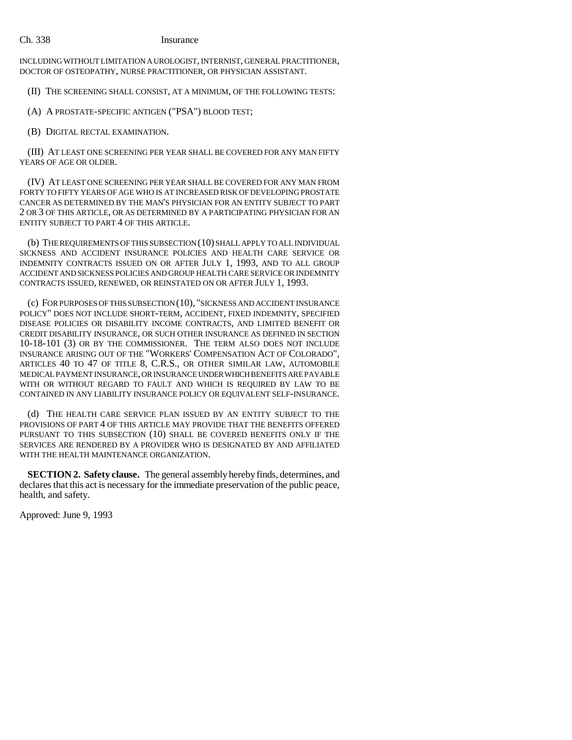INCLUDING WITHOUT LIMITATION A UROLOGIST, INTERNIST, GENERAL PRACTITIONER, DOCTOR OF OSTEOPATHY, NURSE PRACTITIONER, OR PHYSICIAN ASSISTANT.

(II) THE SCREENING SHALL CONSIST, AT A MINIMUM, OF THE FOLLOWING TESTS:

(A) A PROSTATE-SPECIFIC ANTIGEN ("PSA") BLOOD TEST;

(B) DIGITAL RECTAL EXAMINATION.

(III) AT LEAST ONE SCREENING PER YEAR SHALL BE COVERED FOR ANY MAN FIFTY YEARS OF AGE OR OLDER.

(IV) AT LEAST ONE SCREENING PER YEAR SHALL BE COVERED FOR ANY MAN FROM FORTY TO FIFTY YEARS OF AGE WHO IS AT INCREASED RISK OF DEVELOPING PROSTATE CANCER AS DETERMINED BY THE MAN'S PHYSICIAN FOR AN ENTITY SUBJECT TO PART 2 OR 3 OF THIS ARTICLE, OR AS DETERMINED BY A PARTICIPATING PHYSICIAN FOR AN ENTITY SUBJECT TO PART 4 OF THIS ARTICLE.

(b) THE REQUIREMENTS OF THIS SUBSECTION (10) SHALL APPLY TO ALL INDIVIDUAL SICKNESS AND ACCIDENT INSURANCE POLICIES AND HEALTH CARE SERVICE OR INDEMNITY CONTRACTS ISSUED ON OR AFTER JULY 1, 1993, AND TO ALL GROUP ACCIDENT AND SICKNESS POLICIES AND GROUP HEALTH CARE SERVICE OR INDEMNITY CONTRACTS ISSUED, RENEWED, OR REINSTATED ON OR AFTER JULY 1, 1993.

(c) FOR PURPOSES OF THIS SUBSECTION (10), "SICKNESS AND ACCIDENT INSURANCE POLICY" DOES NOT INCLUDE SHORT-TERM, ACCIDENT, FIXED INDEMNITY, SPECIFIED DISEASE POLICIES OR DISABILITY INCOME CONTRACTS, AND LIMITED BENEFIT OR CREDIT DISABILITY INSURANCE, OR SUCH OTHER INSURANCE AS DEFINED IN SECTION 10-18-101 (3) OR BY THE COMMISSIONER. THE TERM ALSO DOES NOT INCLUDE INSURANCE ARISING OUT OF THE "WORKERS' COMPENSATION ACT OF COLORADO", ARTICLES 40 TO 47 OF TITLE 8, C.R.S., OR OTHER SIMILAR LAW, AUTOMOBILE MEDICAL PAYMENT INSURANCE, OR INSURANCE UNDER WHICH BENEFITS ARE PAYABLE WITH OR WITHOUT REGARD TO FAULT AND WHICH IS REQUIRED BY LAW TO BE CONTAINED IN ANY LIABILITY INSURANCE POLICY OR EQUIVALENT SELF-INSURANCE.

(d) THE HEALTH CARE SERVICE PLAN ISSUED BY AN ENTITY SUBJECT TO THE PROVISIONS OF PART 4 OF THIS ARTICLE MAY PROVIDE THAT THE BENEFITS OFFERED PURSUANT TO THIS SUBSECTION (10) SHALL BE COVERED BENEFITS ONLY IF THE SERVICES ARE RENDERED BY A PROVIDER WHO IS DESIGNATED BY AND AFFILIATED WITH THE HEALTH MAINTENANCE ORGANIZATION.

**SECTION 2. Safety clause.** The general assembly hereby finds, determines, and declares that this act is necessary for the immediate preservation of the public peace, health, and safety.

Approved: June 9, 1993